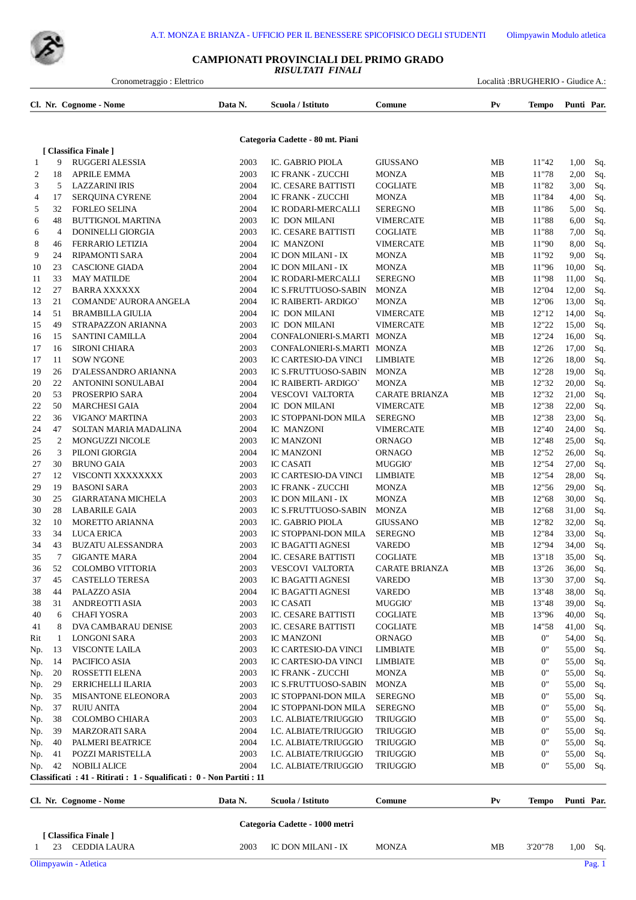A.T. MONZA E BRIANZA - UFFICIO PER IL BENESSERE SPICOFISICO DEGLI STUDENTI    Olimpyawin Modulo atletica

# CAMPIONATI PROVINCIALI DEL PRIMO GRADO

*RISULTATI FINALI*

Cronometraggio : Elettrico    Località :BRUGHERIO - Giudice A.:

## Categoria Cadette - 80 mt. Piani

[ Classifica Finale ]

| Cl. | Nr. | Cognome - Nome | Data N. | Scuola / Istituto | Comune | Pv | Tempo | Punti | Par. |
|---|---|---|---|---|---|---|---|---|---|
| 1 | 9 | RUGGERI ALESSIA | 2003 | IC. GABRIO PIOLA | GIUSSANO | MB | 11"42 | 1,00 | Sq. |
| 2 | 18 | APRILE EMMA | 2003 | IC FRANK - ZUCCHI | MONZA | MB | 11"78 | 2,00 | Sq. |
| 3 | 5 | LAZZARINI IRIS | 2004 | IC. CESARE BATTISTI | COGLIATE | MB | 11"82 | 3,00 | Sq. |
| 4 | 17 | SERQUINA CYRENE | 2004 | IC FRANK - ZUCCHI | MONZA | MB | 11"84 | 4,00 | Sq. |
| 5 | 32 | FORLEO SELINA | 2004 | IC RODARI-MERCALLI | SEREGNO | MB | 11"86 | 5,00 | Sq. |
| 6 | 48 | BUTTIGNOL MARTINA | 2003 | IC DON MILANI | VIMERCATE | MB | 11"88 | 6,00 | Sq. |
| 6 | 4 | DONINELLI GIORGIA | 2003 | IC. CESARE BATTISTI | COGLIATE | MB | 11"88 | 7,00 | Sq. |
| 8 | 46 | FERRARIO LETIZIA | 2004 | IC MANZONI | VIMERCATE | MB | 11"90 | 8,00 | Sq. |
| 9 | 24 | RIPAMONTI SARA | 2004 | IC DON MILANI - IX | MONZA | MB | 11"92 | 9,00 | Sq. |
| 10 | 23 | CASCIONE GIADA | 2004 | IC DON MILANI - IX | MONZA | MB | 11"96 | 10,00 | Sq. |
| 11 | 33 | MAY MATILDE | 2004 | IC RODARI-MERCALLI | SEREGNO | MB | 11"98 | 11,00 | Sq. |
| 12 | 27 | BARRA XXXXXX | 2004 | IC S.FRUTTUOSO-SABIN | MONZA | MB | 12"04 | 12,00 | Sq. |
| 13 | 21 | COMANDE' AURORA ANGELA | 2004 | IC RAIBERTI- ARDIGO` | MONZA | MB | 12"06 | 13,00 | Sq. |
| 14 | 51 | BRAMBILLA GIULIA | 2004 | IC DON MILANI | VIMERCATE | MB | 12"12 | 14,00 | Sq. |
| 15 | 49 | STRAPAZZON ARIANNA | 2003 | IC DON MILANI | VIMERCATE | MB | 12"22 | 15,00 | Sq. |
| 16 | 15 | SANTINI CAMILLA | 2004 | CONFALONIERI-S.MARTI | MONZA | MB | 12"24 | 16,00 | Sq. |
| 17 | 16 | SIRONI CHIARA | 2003 | CONFALONIERI-S.MARTI | MONZA | MB | 12"26 | 17,00 | Sq. |
| 17 | 11 | SOW N'GONE | 2003 | IC CARTESIO-DA VINCI | LIMBIATE | MB | 12"26 | 18,00 | Sq. |
| 19 | 26 | D'ALESSANDRO ARIANNA | 2003 | IC S.FRUTTUOSO-SABIN | MONZA | MB | 12"28 | 19,00 | Sq. |
| 20 | 22 | ANTONINI SONULABAI | 2004 | IC RAIBERTI- ARDIGO` | MONZA | MB | 12"32 | 20,00 | Sq. |
| 20 | 53 | PROSERPIO SARA | 2004 | VESCOVI VALTORTA | CARATE BRIANZA | MB | 12"32 | 21,00 | Sq. |
| 22 | 50 | MARCHESI GAIA | 2004 | IC DON MILANI | VIMERCATE | MB | 12"38 | 22,00 | Sq. |
| 22 | 36 | VIGANO' MARTINA | 2003 | IC STOPPANI-DON MILA | SEREGNO | MB | 12"38 | 23,00 | Sq. |
| 24 | 47 | SOLTAN MARIA MADALINA | 2004 | IC MANZONI | VIMERCATE | MB | 12"40 | 24,00 | Sq. |
| 25 | 2 | MONGUZZI NICOLE | 2003 | IC MANZONI | ORNAGO | MB | 12"48 | 25,00 | Sq. |
| 26 | 3 | PILONI GIORGIA | 2004 | IC MANZONI | ORNAGO | MB | 12"52 | 26,00 | Sq. |
| 27 | 30 | BRUNO GAIA | 2003 | IC CASATI | MUGGIO' | MB | 12"54 | 27,00 | Sq. |
| 27 | 12 | VISCONTI XXXXXXXX | 2003 | IC CARTESIO-DA VINCI | LIMBIATE | MB | 12"54 | 28,00 | Sq. |
| 29 | 19 | BASONI SARA | 2003 | IC FRANK - ZUCCHI | MONZA | MB | 12"56 | 29,00 | Sq. |
| 30 | 25 | GIARRATANA MICHELA | 2003 | IC DON MILANI - IX | MONZA | MB | 12"68 | 30,00 | Sq. |
| 30 | 28 | LABARILE GAIA | 2003 | IC S.FRUTTUOSO-SABIN | MONZA | MB | 12"68 | 31,00 | Sq. |
| 32 | 10 | MORETTO ARIANNA | 2003 | IC. GABRIO PIOLA | GIUSSANO | MB | 12"82 | 32,00 | Sq. |
| 33 | 34 | LUCA ERICA | 2003 | IC STOPPANI-DON MILA | SEREGNO | MB | 12"84 | 33,00 | Sq. |
| 34 | 43 | BUZATU ALESSANDRA | 2003 | IC BAGATTI AGNESI | VAREDO | MB | 12"94 | 34,00 | Sq. |
| 35 | 7 | GIGANTE MARA | 2004 | IC. CESARE BATTISTI | COGLIATE | MB | 13"18 | 35,00 | Sq. |
| 36 | 52 | COLOMBO VITTORIA | 2003 | VESCOVI VALTORTA | CARATE BRIANZA | MB | 13"26 | 36,00 | Sq. |
| 37 | 45 | CASTELLO TERESA | 2003 | IC BAGATTI AGNESI | VAREDO | MB | 13"30 | 37,00 | Sq. |
| 38 | 44 | PALAZZO ASIA | 2004 | IC BAGATTI AGNESI | VAREDO | MB | 13"48 | 38,00 | Sq. |
| 38 | 31 | ANDREOTTI ASIA | 2003 | IC CASATI | MUGGIO' | MB | 13"48 | 39,00 | Sq. |
| 40 | 6 | CHAFI YOSRA | 2003 | IC. CESARE BATTISTI | COGLIATE | MB | 13"96 | 40,00 | Sq. |
| 41 | 8 | DVA CAMBARAU DENISE | 2003 | IC. CESARE BATTISTI | COGLIATE | MB | 14"58 | 41,00 | Sq. |
| Rit | 1 | LONGONI SARA | 2003 | IC MANZONI | ORNAGO | MB | 0" | 54,00 | Sq. |
| Np. | 13 | VISCONTE LAILA | 2003 | IC CARTESIO-DA VINCI | LIMBIATE | MB | 0" | 55,00 | Sq. |
| Np. | 14 | PACIFICO ASIA | 2003 | IC CARTESIO-DA VINCI | LIMBIATE | MB | 0" | 55,00 | Sq. |
| Np. | 20 | ROSSETTI ELENA | 2003 | IC FRANK - ZUCCHI | MONZA | MB | 0" | 55,00 | Sq. |
| Np. | 29 | ERRICHELLI ILARIA | 2003 | IC S.FRUTTUOSO-SABIN | MONZA | MB | 0" | 55,00 | Sq. |
| Np. | 35 | MISANTONE ELEONORA | 2003 | IC STOPPANI-DON MILA | SEREGNO | MB | 0" | 55,00 | Sq. |
| Np. | 37 | RUIU ANITA | 2004 | IC STOPPANI-DON MILA | SEREGNO | MB | 0" | 55,00 | Sq. |
| Np. | 38 | COLOMBO CHIARA | 2003 | I.C. ALBIATE/TRIUGGIO | TRIUGGIO | MB | 0" | 55,00 | Sq. |
| Np. | 39 | MARZORATI SARA | 2004 | I.C. ALBIATE/TRIUGGIO | TRIUGGIO | MB | 0" | 55,00 | Sq. |
| Np. | 40 | PALMERI BEATRICE | 2004 | I.C. ALBIATE/TRIUGGIO | TRIUGGIO | MB | 0" | 55,00 | Sq. |
| Np. | 41 | POZZI MARISTELLA | 2003 | I.C. ALBIATE/TRIUGGIO | TRIUGGIO | MB | 0" | 55,00 | Sq. |
| Np. | 42 | NOBILI ALICE | 2004 | I.C. ALBIATE/TRIUGGIO | TRIUGGIO | MB | 0" | 55,00 | Sq. |

**Classificati : 41 - Ritirati : 1 - Squalificati : 0 - Non Partiti : 11**

## Categoria Cadette - 1000 metri

[ Classifica Finale ]

| Cl. | Nr. | Cognome - Nome | Data N. | Scuola / Istituto | Comune | Pv | Tempo | Punti | Par. |
|---|---|---|---|---|---|---|---|---|---|
| 1 | 23 | CEDDIA LAURA | 2003 | IC DON MILANI - IX | MONZA | MB | 3'20"78 | 1,00 | Sq. |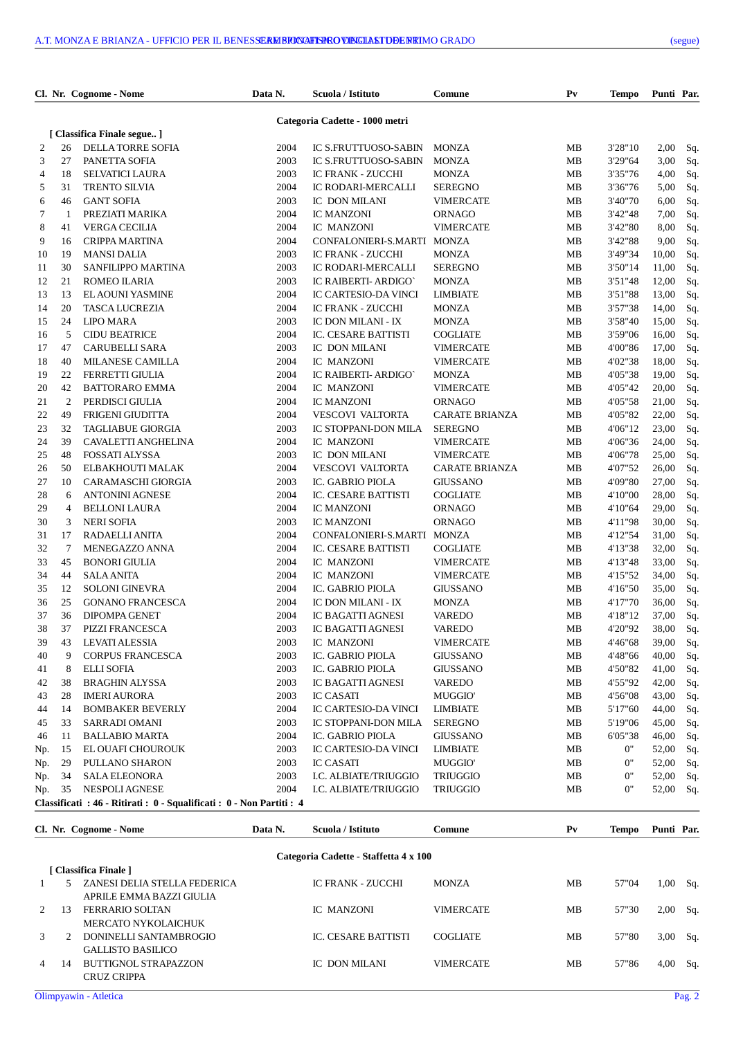| Cl. | Nr. | Cognome - Nome | Data N. | Scuola / Istituto | Comune | Pv | Tempo | Punti | Par. |
|---|---|---|---|---|---|---|---|---|---|

**Categoria Cadette - 1000 metri**

[ Classifica Finale segue.. ]

| Cl. | Nr. | Cognome - Nome | Data N. | Scuola / Istituto | Comune | Pv | Tempo | Punti | Par. |
|---|---|---|---|---|---|---|---|---|---|
| 2 | 26 | DELLA TORRE SOFIA | 2004 | IC S.FRUTTUOSO-SABIN | MONZA | MB | 3'28"10 | 2,00 | Sq. |
| 3 | 27 | PANETTA SOFIA | 2003 | IC S.FRUTTUOSO-SABIN | MONZA | MB | 3'29"64 | 3,00 | Sq. |
| 4 | 18 | SELVATICI LAURA | 2003 | IC FRANK - ZUCCHI | MONZA | MB | 3'35"76 | 4,00 | Sq. |
| 5 | 31 | TRENTO SILVIA | 2004 | IC RODARI-MERCALLI | SEREGNO | MB | 3'36"76 | 5,00 | Sq. |
| 6 | 46 | GANT SOFIA | 2003 | IC DON MILANI | VIMERCATE | MB | 3'40"70 | 6,00 | Sq. |
| 7 | 1 | PREZIATI MARIKA | 2004 | IC MANZONI | ORNAGO | MB | 3'42"48 | 7,00 | Sq. |
| 8 | 41 | VERGA CECILIA | 2004 | IC MANZONI | VIMERCATE | MB | 3'42"80 | 8,00 | Sq. |
| 9 | 16 | CRIPPA MARTINA | 2004 | CONFALONIERI-S.MARTI | MONZA | MB | 3'42"88 | 9,00 | Sq. |
| 10 | 19 | MANSI DALIA | 2003 | IC FRANK - ZUCCHI | MONZA | MB | 3'49"34 | 10,00 | Sq. |
| 11 | 30 | SANFILIPPO MARTINA | 2003 | IC RODARI-MERCALLI | SEREGNO | MB | 3'50"14 | 11,00 | Sq. |
| 12 | 21 | ROMEO ILARIA | 2003 | IC RAIBERTI- ARDIGO` | MONZA | MB | 3'51"48 | 12,00 | Sq. |
| 13 | 13 | EL AOUNI YASMINE | 2004 | IC CARTESIO-DA VINCI | LIMBIATE | MB | 3'51"88 | 13,00 | Sq. |
| 14 | 20 | TASCA LUCREZIA | 2004 | IC FRANK - ZUCCHI | MONZA | MB | 3'57"38 | 14,00 | Sq. |
| 15 | 24 | LIPO MARA | 2003 | IC DON MILANI - IX | MONZA | MB | 3'58"40 | 15,00 | Sq. |
| 16 | 5 | CIDU BEATRICE | 2004 | IC. CESARE BATTISTI | COGLIATE | MB | 3'59"06 | 16,00 | Sq. |
| 17 | 47 | CARUBELLI SARA | 2003 | IC DON MILANI | VIMERCATE | MB | 4'00"86 | 17,00 | Sq. |
| 18 | 40 | MILANESE CAMILLA | 2004 | IC MANZONI | VIMERCATE | MB | 4'02"38 | 18,00 | Sq. |
| 19 | 22 | FERRETTI GIULIA | 2004 | IC RAIBERTI- ARDIGO` | MONZA | MB | 4'05"38 | 19,00 | Sq. |
| 20 | 42 | BATTORARO EMMA | 2004 | IC MANZONI | VIMERCATE | MB | 4'05"42 | 20,00 | Sq. |
| 21 | 2 | PERDISCI GIULIA | 2004 | IC MANZONI | ORNAGO | MB | 4'05"58 | 21,00 | Sq. |
| 22 | 49 | FRIGENI GIUDITTA | 2004 | VESCOVI VALTORTA | CARATE BRIANZA | MB | 4'05"82 | 22,00 | Sq. |
| 23 | 32 | TAGLIABUE GIORGIA | 2003 | IC STOPPANI-DON MILA | SEREGNO | MB | 4'06"12 | 23,00 | Sq. |
| 24 | 39 | CAVALETTI ANGHELINA | 2004 | IC MANZONI | VIMERCATE | MB | 4'06"36 | 24,00 | Sq. |
| 25 | 48 | FOSSATI ALYSSA | 2003 | IC DON MILANI | VIMERCATE | MB | 4'06"78 | 25,00 | Sq. |
| 26 | 50 | ELBAKHOUTI MALAK | 2004 | VESCOVI VALTORTA | CARATE BRIANZA | MB | 4'07"52 | 26,00 | Sq. |
| 27 | 10 | CARAMASCHI GIORGIA | 2003 | IC. GABRIO PIOLA | GIUSSANO | MB | 4'09"80 | 27,00 | Sq. |
| 28 | 6 | ANTONINI AGNESE | 2004 | IC. CESARE BATTISTI | COGLIATE | MB | 4'10"00 | 28,00 | Sq. |
| 29 | 4 | BELLONI LAURA | 2004 | IC MANZONI | ORNAGO | MB | 4'10"64 | 29,00 | Sq. |
| 30 | 3 | NERI SOFIA | 2003 | IC MANZONI | ORNAGO | MB | 4'11"98 | 30,00 | Sq. |
| 31 | 17 | RADAELLI ANITA | 2004 | CONFALONIERI-S.MARTI | MONZA | MB | 4'12"54 | 31,00 | Sq. |
| 32 | 7 | MENEGAZZO ANNA | 2004 | IC. CESARE BATTISTI | COGLIATE | MB | 4'13"38 | 32,00 | Sq. |
| 33 | 45 | BONORI GIULIA | 2004 | IC MANZONI | VIMERCATE | MB | 4'13"48 | 33,00 | Sq. |
| 34 | 44 | SALA ANITA | 2004 | IC MANZONI | VIMERCATE | MB | 4'15"52 | 34,00 | Sq. |
| 35 | 12 | SOLONI GINEVRA | 2004 | IC. GABRIO PIOLA | GIUSSANO | MB | 4'16"50 | 35,00 | Sq. |
| 36 | 25 | GONANO FRANCESCA | 2004 | IC DON MILANI - IX | MONZA | MB | 4'17"70 | 36,00 | Sq. |
| 37 | 36 | DIPOMPA GENET | 2004 | IC BAGATTI AGNESI | VAREDO | MB | 4'18"12 | 37,00 | Sq. |
| 38 | 37 | PIZZI FRANCESCA | 2003 | IC BAGATTI AGNESI | VAREDO | MB | 4'20"92 | 38,00 | Sq. |
| 39 | 43 | LEVATI ALESSIA | 2003 | IC MANZONI | VIMERCATE | MB | 4'46"68 | 39,00 | Sq. |
| 40 | 9 | CORPUS FRANCESCA | 2003 | IC. GABRIO PIOLA | GIUSSANO | MB | 4'48"66 | 40,00 | Sq. |
| 41 | 8 | ELLI SOFIA | 2003 | IC. GABRIO PIOLA | GIUSSANO | MB | 4'50"82 | 41,00 | Sq. |
| 42 | 38 | BRAGHIN ALYSSA | 2003 | IC BAGATTI AGNESI | VAREDO | MB | 4'55"92 | 42,00 | Sq. |
| 43 | 28 | IMERI AURORA | 2003 | IC CASATI | MUGGIO' | MB | 4'56"08 | 43,00 | Sq. |
| 44 | 14 | BOMBAKER BEVERLY | 2004 | IC CARTESIO-DA VINCI | LIMBIATE | MB | 5'17"60 | 44,00 | Sq. |
| 45 | 33 | SARRADI OMANI | 2003 | IC STOPPANI-DON MILA | SEREGNO | MB | 5'19"06 | 45,00 | Sq. |
| 46 | 11 | BALLABIO MARTA | 2004 | IC. GABRIO PIOLA | GIUSSANO | MB | 6'05"38 | 46,00 | Sq. |
| Np. | 15 | EL OUAFI CHOUROUK | 2003 | IC CARTESIO-DA VINCI | LIMBIATE | MB | 0" | 52,00 | Sq. |
| Np. | 29 | PULLANO SHARON | 2003 | IC CASATI | MUGGIO' | MB | 0" | 52,00 | Sq. |
| Np. | 34 | SALA ELEONORA | 2003 | I.C. ALBIATE/TRIUGGIO | TRIUGGIO | MB | 0" | 52,00 | Sq. |
| Np. | 35 | NESPOLI AGNESE | 2004 | I.C. ALBIATE/TRIUGGIO | TRIUGGIO | MB | 0" | 52,00 | Sq. |

**Classificati : 46 - Ritirati : 0 - Squalificati : 0 - Non Partiti : 4**

**Categoria Cadette - Staffetta 4 x 100**

[ Classifica Finale ]

| Cl. | Nr. | Cognome - Nome | Data N. | Scuola / Istituto | Comune | Pv | Tempo | Punti | Par. |
|---|---|---|---|---|---|---|---|---|---|
| 1 | 5 | ZANESI DELIA STELLA FEDERICA APRILE EMMA BAZZI GIULIA | | IC FRANK - ZUCCHI | MONZA | MB | 57"04 | 1,00 | Sq. |
| 2 | 13 | FERRARIO SOLTAN MERCATO NYKOLAICHUK | | IC MANZONI | VIMERCATE | MB | 57"30 | 2,00 | Sq. |
| 3 | 2 | DONINELLI SANTAMBROGIO GALLISTO BASILICO | | IC. CESARE BATTISTI | COGLIATE | MB | 57"80 | 3,00 | Sq. |
| 4 | 14 | BUTTIGNOL STRAPAZZON CRUZ CRIPPA | | IC DON MILANI | VIMERCATE | MB | 57"86 | 4,00 | Sq. |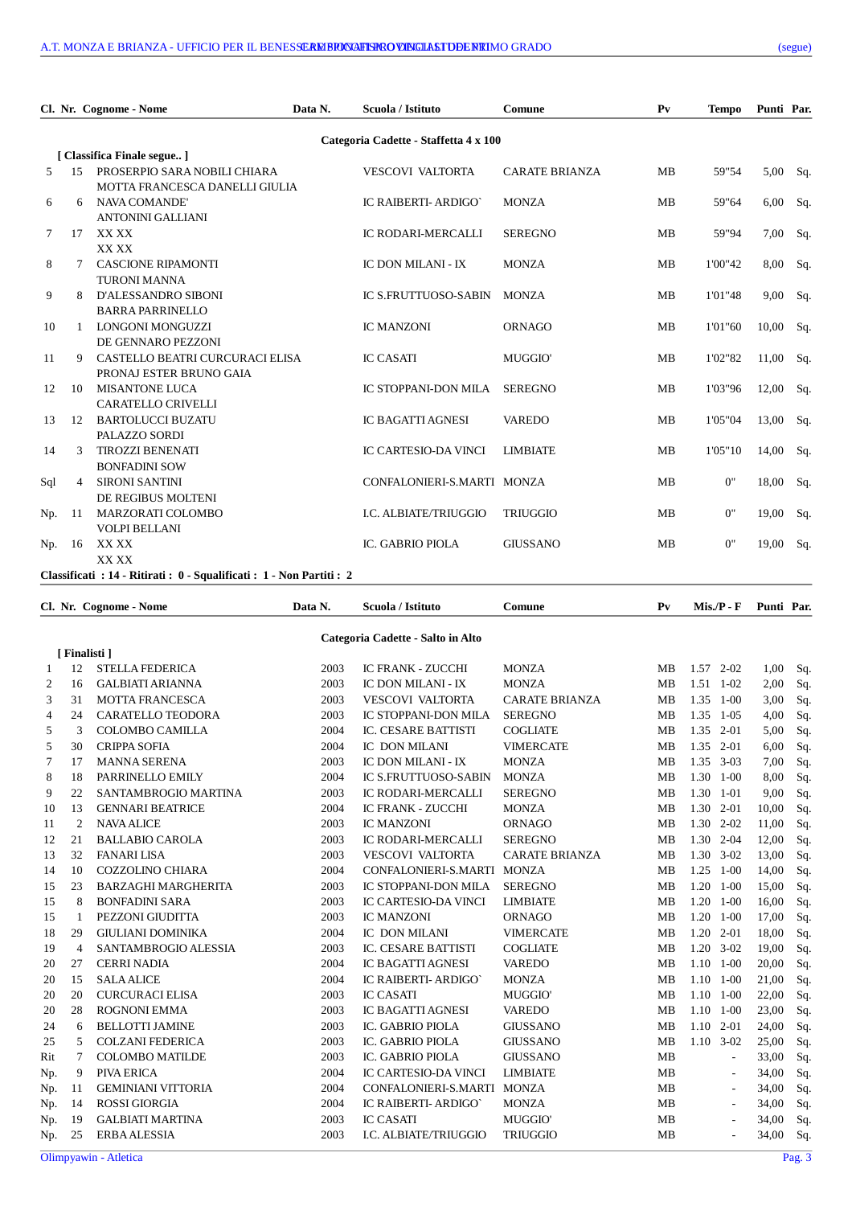| Cl. | Nr. | Cognome - Nome | Data N. | Scuola / Istituto | Comune | Pv | Tempo | Punti | Par. |
|---|---|---|---|---|---|---|---|---|---|
| | | **Categoria Cadette - Staffetta 4 x 100** | | | | | | | |
| | | **[ Classifica Finale segue.. ]** | | | | | | | |
| 5 | 15 | PROSERPIO SARA NOBILI CHIARA MOTTA FRANCESCA DANELLI GIULIA | | VESCOVI VALTORTA | CARATE BRIANZA | MB | 59"54 | 5,00 | Sq. |
| 6 | 6 | NAVA COMANDE' ANTONINI GALLIANI | | IC RAIBERTI- ARDIGO` | MONZA | MB | 59"64 | 6,00 | Sq. |
| 7 | 17 | XX XX XX XX | | IC RODARI-MERCALLI | SEREGNO | MB | 59"94 | 7,00 | Sq. |
| 8 | 7 | CASCIONE RIPAMONTI TURONI MANNA | | IC DON MILANI - IX | MONZA | MB | 1'00"42 | 8,00 | Sq. |
| 9 | 8 | D'ALESSANDRO SIBONI BARRA PARRINELLO | | IC S.FRUTTUOSO-SABIN | MONZA | MB | 1'01"48 | 9,00 | Sq. |
| 10 | 1 | LONGONI MONGUZZI DE GENNARO PEZZONI | | IC MANZONI | ORNAGO | MB | 1'01"60 | 10,00 | Sq. |
| 11 | 9 | CASTELLO BEATRI CURCURACI ELISA PRONAJ ESTER BRUNO GAIA | | IC CASATI | MUGGIO' | MB | 1'02"82 | 11,00 | Sq. |
| 12 | 10 | MISANTONE LUCA CARATELLO CRIVELLI | | IC STOPPANI-DON MILA | SEREGNO | MB | 1'03"96 | 12,00 | Sq. |
| 13 | 12 | BARTOLUCCI BUZATU PALAZZO SORDI | | IC BAGATTI AGNESI | VAREDO | MB | 1'05"04 | 13,00 | Sq. |
| 14 | 3 | TIROZZI BENENATI BONFADINI SOW | | IC CARTESIO-DA VINCI | LIMBIATE | MB | 1'05"10 | 14,00 | Sq. |
| Sql | 4 | SIRONI SANTINI DE REGIBUS MOLTENI | | CONFALONIERI-S.MARTI | MONZA | MB | 0" | 18,00 | Sq. |
| Np. | 11 | MARZORATI COLOMBO VOLPI BELLANI | | I.C. ALBIATE/TRIUGGIO | TRIUGGIO | MB | 0" | 19,00 | Sq. |
| Np. | 16 | XX XX XX XX | | IC. GABRIO PIOLA | GIUSSANO | MB | 0" | 19,00 | Sq. |

**Classificati : 14 - Ritirati : 0 - Squalificati : 1 - Non Partiti : 2**

| Cl. | Nr. | Cognome - Nome | Data N. | Scuola / Istituto | Comune | Pv | Mis./P - F | | Punti | Par. |
|---|---|---|---|---|---|---|---|---|---|---|
| | | **Categoria Cadette - Salto in Alto** | | | | | | | | |
| | | **[ Finalisti ]** | | | | | | | | |
| 1 | 12 | STELLA FEDERICA | 2003 | IC FRANK - ZUCCHI | MONZA | MB | 1.57 | 2-02 | 1,00 | Sq. |
| 2 | 16 | GALBIATI ARIANNA | 2003 | IC DON MILANI - IX | MONZA | MB | 1.51 | 1-02 | 2,00 | Sq. |
| 3 | 31 | MOTTA FRANCESCA | 2003 | VESCOVI VALTORTA | CARATE BRIANZA | MB | 1.35 | 1-00 | 3,00 | Sq. |
| 4 | 24 | CARATELLO TEODORA | 2003 | IC STOPPANI-DON MILA | SEREGNO | MB | 1.35 | 1-05 | 4,00 | Sq. |
| 5 | 3 | COLOMBO CAMILLA | 2004 | IC. CESARE BATTISTI | COGLIATE | MB | 1.35 | 2-01 | 5,00 | Sq. |
| 5 | 30 | CRIPPA SOFIA | 2004 | IC DON MILANI | VIMERCATE | MB | 1.35 | 2-01 | 6,00 | Sq. |
| 7 | 17 | MANNA SERENA | 2003 | IC DON MILANI - IX | MONZA | MB | 1.35 | 3-03 | 7,00 | Sq. |
| 8 | 18 | PARRINELLO EMILY | 2004 | IC S.FRUTTUOSO-SABIN | MONZA | MB | 1.30 | 1-00 | 8,00 | Sq. |
| 9 | 22 | SANTAMBROGIO MARTINA | 2003 | IC RODARI-MERCALLI | SEREGNO | MB | 1.30 | 1-01 | 9,00 | Sq. |
| 10 | 13 | GENNARI BEATRICE | 2004 | IC FRANK - ZUCCHI | MONZA | MB | 1.30 | 2-01 | 10,00 | Sq. |
| 11 | 2 | NAVA ALICE | 2003 | IC MANZONI | ORNAGO | MB | 1.30 | 2-02 | 11,00 | Sq. |
| 12 | 21 | BALLABIO CAROLA | 2003 | IC RODARI-MERCALLI | SEREGNO | MB | 1.30 | 2-04 | 12,00 | Sq. |
| 13 | 32 | FANARI LISA | 2003 | VESCOVI VALTORTA | CARATE BRIANZA | MB | 1.30 | 3-02 | 13,00 | Sq. |
| 14 | 10 | COZZOLINO CHIARA | 2004 | CONFALONIERI-S.MARTI | MONZA | MB | 1.25 | 1-00 | 14,00 | Sq. |
| 15 | 23 | BARZAGHI MARGHERITA | 2003 | IC STOPPANI-DON MILA | SEREGNO | MB | 1.20 | 1-00 | 15,00 | Sq. |
| 15 | 8 | BONFADINI SARA | 2003 | IC CARTESIO-DA VINCI | LIMBIATE | MB | 1.20 | 1-00 | 16,00 | Sq. |
| 15 | 1 | PEZZONI GIUDITTA | 2003 | IC MANZONI | ORNAGO | MB | 1.20 | 1-00 | 17,00 | Sq. |
| 18 | 29 | GIULIANI DOMINIKA | 2004 | IC DON MILANI | VIMERCATE | MB | 1.20 | 2-01 | 18,00 | Sq. |
| 19 | 4 | SANTAMBROGIO ALESSIA | 2003 | IC. CESARE BATTISTI | COGLIATE | MB | 1.20 | 3-02 | 19,00 | Sq. |
| 20 | 27 | CERRI NADIA | 2004 | IC BAGATTI AGNESI | VAREDO | MB | 1.10 | 1-00 | 20,00 | Sq. |
| 20 | 15 | SALA ALICE | 2004 | IC RAIBERTI- ARDIGO` | MONZA | MB | 1.10 | 1-00 | 21,00 | Sq. |
| 20 | 20 | CURCURACI ELISA | 2003 | IC CASATI | MUGGIO' | MB | 1.10 | 1-00 | 22,00 | Sq. |
| 20 | 28 | ROGNONI EMMA | 2003 | IC BAGATTI AGNESI | VAREDO | MB | 1.10 | 1-00 | 23,00 | Sq. |
| 24 | 6 | BELLOTTI JAMINE | 2003 | IC. GABRIO PIOLA | GIUSSANO | MB | 1.10 | 2-01 | 24,00 | Sq. |
| 25 | 5 | COLZANI FEDERICA | 2003 | IC. GABRIO PIOLA | GIUSSANO | MB | 1.10 | 3-02 | 25,00 | Sq. |
| Rit | 7 | COLOMBO MATILDE | 2003 | IC. GABRIO PIOLA | GIUSSANO | MB | | - | 33,00 | Sq. |
| Np. | 9 | PIVA ERICA | 2004 | IC CARTESIO-DA VINCI | LIMBIATE | MB | | - | 34,00 | Sq. |
| Np. | 11 | GEMINIANI VITTORIA | 2004 | CONFALONIERI-S.MARTI | MONZA | MB | | - | 34,00 | Sq. |
| Np. | 14 | ROSSI GIORGIA | 2004 | IC RAIBERTI- ARDIGO` | MONZA | MB | | - | 34,00 | Sq. |
| Np. | 19 | GALBIATI MARTINA | 2003 | IC CASATI | MUGGIO' | MB | | - | 34,00 | Sq. |
| Np. | 25 | ERBA ALESSIA | 2003 | I.C. ALBIATE/TRIUGGIO | TRIUGGIO | MB | | - | 34,00 | Sq. |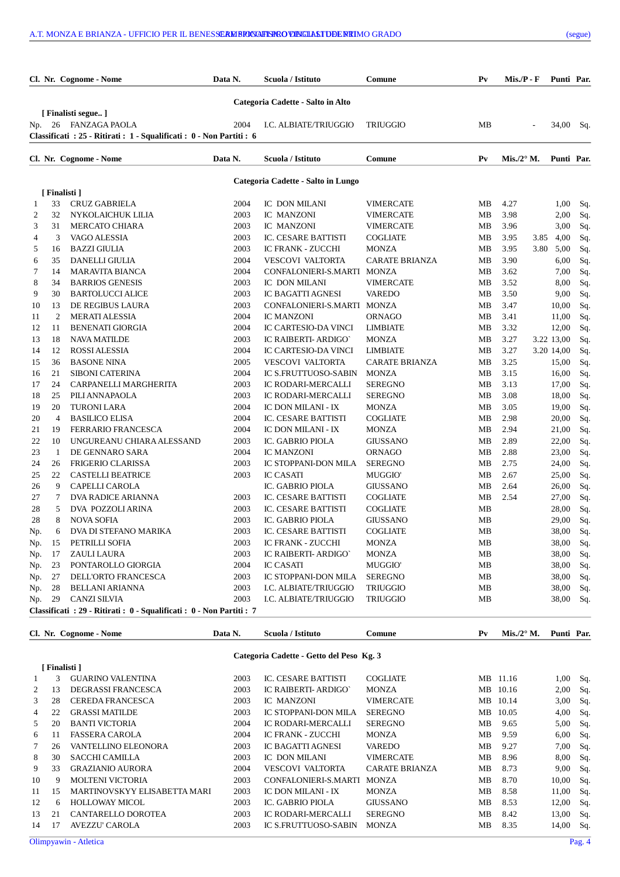| Cl. | Nr. | Cognome - Nome | Data N. | Scuola / Istituto | Comune | Pv | Mis./P - F | | Punti | Par. |
|---|---|---|---|---|---|---|---|---|---|---|

**Categoria Cadette - Salto in Alto**

[ Finalisti segue.. ]

| Cl. | Nr. | Cognome - Nome | Data N. | Scuola / Istituto | Comune | Pv | Mis./P - F | | Punti | Par. |
|---|---|---|---|---|---|---|---|---|---|---|
| Np. | 26 | FANZAGA PAOLA | 2004 | I.C. ALBIATE/TRIUGGIO | TRIUGGIO | MB | - | | 34,00 | Sq. |

**Classificati : 25 - Ritirati : 1 - Squalificati : 0 - Non Partiti : 6**

**Categoria Cadette - Salto in Lungo**

[ Finalisti ]

| Cl. | Nr. | Cognome - Nome | Data N. | Scuola / Istituto | Comune | Pv | Mis. | 2° M. | Punti | Par. |
|---|---|---|---|---|---|---|---|---|---|---|
| 1 | 33 | CRUZ GABRIELA | 2004 | IC DON MILANI | VIMERCATE | MB | 4.27 | | 1,00 | Sq. |
| 2 | 32 | NYKOLAICHUK LILIA | 2003 | IC MANZONI | VIMERCATE | MB | 3.98 | | 2,00 | Sq. |
| 3 | 31 | MERCATO CHIARA | 2003 | IC MANZONI | VIMERCATE | MB | 3.96 | | 3,00 | Sq. |
| 4 | 3 | VAGO ALESSIA | 2003 | IC. CESARE BATTISTI | COGLIATE | MB | 3.95 | 3.85 | 4,00 | Sq. |
| 5 | 16 | BAZZI GIULIA | 2003 | IC FRANK - ZUCCHI | MONZA | MB | 3.95 | 3.80 | 5,00 | Sq. |
| 6 | 35 | DANELLI GIULIA | 2004 | VESCOVI VALTORTA | CARATE BRIANZA | MB | 3.90 | | 6,00 | Sq. |
| 7 | 14 | MARAVITA BIANCA | 2004 | CONFALONIERI-S.MARTI | MONZA | MB | 3.62 | | 7,00 | Sq. |
| 8 | 34 | BARRIOS GENESIS | 2003 | IC DON MILANI | VIMERCATE | MB | 3.52 | | 8,00 | Sq. |
| 9 | 30 | BARTOLUCCI ALICE | 2003 | IC BAGATTI AGNESI | VAREDO | MB | 3.50 | | 9,00 | Sq. |
| 10 | 13 | DE REGIBUS LAURA | 2003 | CONFALONIERI-S.MARTI | MONZA | MB | 3.47 | | 10,00 | Sq. |
| 11 | 2 | MERATI ALESSIA | 2004 | IC MANZONI | ORNAGO | MB | 3.41 | | 11,00 | Sq. |
| 12 | 11 | BENENATI GIORGIA | 2004 | IC CARTESIO-DA VINCI | LIMBIATE | MB | 3.32 | | 12,00 | Sq. |
| 13 | 18 | NAVA MATILDE | 2003 | IC RAIBERTI- ARDIGO` | MONZA | MB | 3.27 | 3.22 | 13,00 | Sq. |
| 14 | 12 | ROSSI ALESSIA | 2004 | IC CARTESIO-DA VINCI | LIMBIATE | MB | 3.27 | 3.20 | 14,00 | Sq. |
| 15 | 36 | BASONE NINA | 2005 | VESCOVI VALTORTA | CARATE BRIANZA | MB | 3.25 | | 15,00 | Sq. |
| 16 | 21 | SIBONI CATERINA | 2004 | IC S.FRUTTUOSO-SABIN | MONZA | MB | 3.15 | | 16,00 | Sq. |
| 17 | 24 | CARPANELLI MARGHERITA | 2003 | IC RODARI-MERCALLI | SEREGNO | MB | 3.13 | | 17,00 | Sq. |
| 18 | 25 | PILI ANNAPAOLA | 2003 | IC RODARI-MERCALLI | SEREGNO | MB | 3.08 | | 18,00 | Sq. |
| 19 | 20 | TURONI LARA | 2004 | IC DON MILANI - IX | MONZA | MB | 3.05 | | 19,00 | Sq. |
| 20 | 4 | BASILICO ELISA | 2004 | IC. CESARE BATTISTI | COGLIATE | MB | 2.98 | | 20,00 | Sq. |
| 21 | 19 | FERRARIO FRANCESCA | 2004 | IC DON MILANI - IX | MONZA | MB | 2.94 | | 21,00 | Sq. |
| 22 | 10 | UNGUREANU CHIARA ALESSAND | 2003 | IC. GABRIO PIOLA | GIUSSANO | MB | 2.89 | | 22,00 | Sq. |
| 23 | 1 | DE GENNARO SARA | 2004 | IC MANZONI | ORNAGO | MB | 2.88 | | 23,00 | Sq. |
| 24 | 26 | FRIGERIO CLARISSA | 2003 | IC STOPPANI-DON MILA | SEREGNO | MB | 2.75 | | 24,00 | Sq. |
| 25 | 22 | CASTELLI BEATRICE | 2003 | IC CASATI | MUGGIO' | MB | 2.67 | | 25,00 | Sq. |
| 26 | 9 | CAPELLI CAROLA | | IC. GABRIO PIOLA | GIUSSANO | MB | 2.64 | | 26,00 | Sq. |
| 27 | 7 | DVA RADICE ARIANNA | 2003 | IC. CESARE BATTISTI | COGLIATE | MB | 2.54 | | 27,00 | Sq. |
| 28 | 5 | DVA POZZOLI ARINA | 2003 | IC. CESARE BATTISTI | COGLIATE | MB | | | 28,00 | Sq. |
| 28 | 8 | NOVA SOFIA | 2003 | IC. GABRIO PIOLA | GIUSSANO | MB | | | 29,00 | Sq. |
| Np. | 6 | DVA DI STEFANO MARIKA | 2003 | IC. CESARE BATTISTI | COGLIATE | MB | | | 38,00 | Sq. |
| Np. | 15 | PETRILLI SOFIA | 2003 | IC FRANK - ZUCCHI | MONZA | MB | | | 38,00 | Sq. |
| Np. | 17 | ZAULI LAURA | 2003 | IC RAIBERTI- ARDIGO` | MONZA | MB | | | 38,00 | Sq. |
| Np. | 23 | PONTAROLLO GIORGIA | 2004 | IC CASATI | MUGGIO' | MB | | | 38,00 | Sq. |
| Np. | 27 | DELL'ORTO FRANCESCA | 2003 | IC STOPPANI-DON MILA | SEREGNO | MB | | | 38,00 | Sq. |
| Np. | 28 | BELLANI ARIANNA | 2003 | I.C. ALBIATE/TRIUGGIO | TRIUGGIO | MB | | | 38,00 | Sq. |
| Np. | 29 | CANZI SILVIA | 2003 | I.C. ALBIATE/TRIUGGIO | TRIUGGIO | MB | | | 38,00 | Sq. |

**Classificati : 29 - Ritirati : 0 - Squalificati : 0 - Non Partiti : 7**

**Categoria Cadette - Getto del Peso Kg. 3**

[ Finalisti ]

| Cl. | Nr. | Cognome - Nome | Data N. | Scuola / Istituto | Comune | Pv | Mis. | 2° M. | Punti | Par. |
|---|---|---|---|---|---|---|---|---|---|---|
| 1 | 3 | GUARINO VALENTINA | 2003 | IC. CESARE BATTISTI | COGLIATE | MB | 11.16 | | 1,00 | Sq. |
| 2 | 13 | DEGRASSI FRANCESCA | 2003 | IC RAIBERTI- ARDIGO` | MONZA | MB | 10.16 | | 2,00 | Sq. |
| 3 | 28 | CEREDA FRANCESCA | 2003 | IC MANZONI | VIMERCATE | MB | 10.14 | | 3,00 | Sq. |
| 4 | 22 | GRASSI MATILDE | 2003 | IC STOPPANI-DON MILA | SEREGNO | MB | 10.05 | | 4,00 | Sq. |
| 5 | 20 | BANTI VICTORIA | 2004 | IC RODARI-MERCALLI | SEREGNO | MB | 9.65 | | 5,00 | Sq. |
| 6 | 11 | FASSERA CAROLA | 2004 | IC FRANK - ZUCCHI | MONZA | MB | 9.59 | | 6,00 | Sq. |
| 7 | 26 | VANTELLINO ELEONORA | 2003 | IC BAGATTI AGNESI | VAREDO | MB | 9.27 | | 7,00 | Sq. |
| 8 | 30 | SACCHI CAMILLA | 2003 | IC DON MILANI | VIMERCATE | MB | 8.96 | | 8,00 | Sq. |
| 9 | 33 | GRAZIANO AURORA | 2004 | VESCOVI VALTORTA | CARATE BRIANZA | MB | 8.73 | | 9,00 | Sq. |
| 10 | 9 | MOLTENI VICTORIA | 2003 | CONFALONIERI-S.MARTI | MONZA | MB | 8.70 | | 10,00 | Sq. |
| 11 | 15 | MARTINOVSKYY ELISABETTA MARI | 2003 | IC DON MILANI - IX | MONZA | MB | 8.58 | | 11,00 | Sq. |
| 12 | 6 | HOLLOWAY MICOL | 2003 | IC. GABRIO PIOLA | GIUSSANO | MB | 8.53 | | 12,00 | Sq. |
| 13 | 21 | CANTARELLO DOROTEA | 2003 | IC RODARI-MERCALLI | SEREGNO | MB | 8.42 | | 13,00 | Sq. |
| 14 | 17 | AVEZZU' CAROLA | 2003 | IC S.FRUTTUOSO-SABIN | MONZA | MB | 8.35 | | 14,00 | Sq. |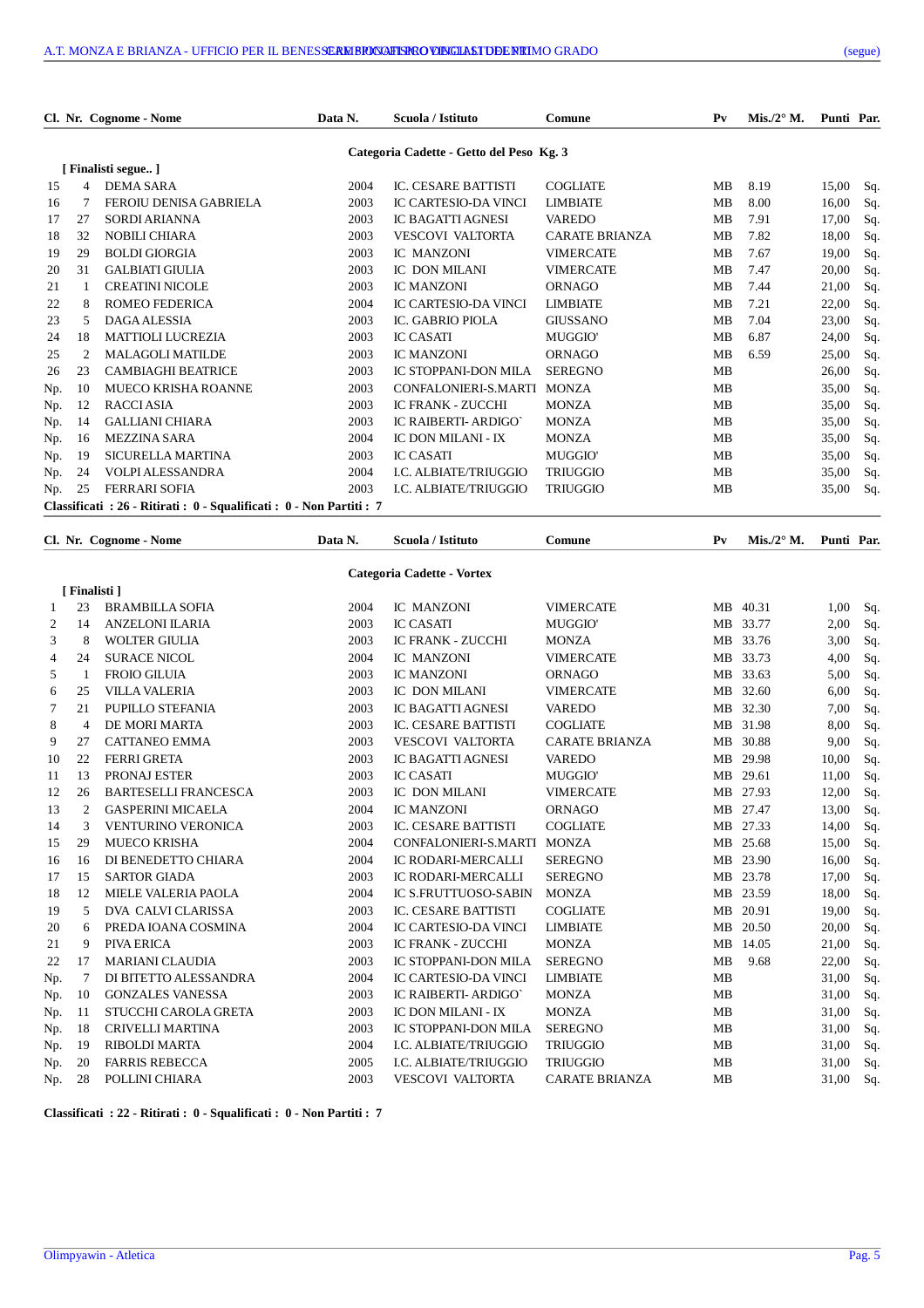| Cl. | Nr. | Cognome - Nome | Data N. | Scuola / Istituto | Comune | Pv | Mis./2° M. | Punti | Par. |
|---|---|---|---|---|---|---|---|---|---|

**Categoria Cadette - Getto del Peso Kg. 3**

[ Finalisti segue.. ]

| Cl. | Nr. | Cognome - Nome | Data N. | Scuola / Istituto | Comune | Pv | Mis./2° M. | Punti | Par. |
|---|---|---|---|---|---|---|---|---|---|
| 15 | 4 | DEMA SARA | 2004 | IC. CESARE BATTISTI | COGLIATE | MB | 8.19 | 15,00 | Sq. |
| 16 | 7 | FEROIU DENISA GABRIELA | 2003 | IC CARTESIO-DA VINCI | LIMBIATE | MB | 8.00 | 16,00 | Sq. |
| 17 | 27 | SORDI ARIANNA | 2003 | IC BAGATTI AGNESI | VAREDO | MB | 7.91 | 17,00 | Sq. |
| 18 | 32 | NOBILI CHIARA | 2003 | VESCOVI VALTORTA | CARATE BRIANZA | MB | 7.82 | 18,00 | Sq. |
| 19 | 29 | BOLDI GIORGIA | 2003 | IC MANZONI | VIMERCATE | MB | 7.67 | 19,00 | Sq. |
| 20 | 31 | GALBIATI GIULIA | 2003 | IC DON MILANI | VIMERCATE | MB | 7.47 | 20,00 | Sq. |
| 21 | 1 | CREATINI NICOLE | 2003 | IC MANZONI | ORNAGO | MB | 7.44 | 21,00 | Sq. |
| 22 | 8 | ROMEO FEDERICA | 2004 | IC CARTESIO-DA VINCI | LIMBIATE | MB | 7.21 | 22,00 | Sq. |
| 23 | 5 | DAGA ALESSIA | 2003 | IC. GABRIO PIOLA | GIUSSANO | MB | 7.04 | 23,00 | Sq. |
| 24 | 18 | MATTIOLI LUCREZIA | 2003 | IC CASATI | MUGGIO' | MB | 6.87 | 24,00 | Sq. |
| 25 | 2 | MALAGOLI MATILDE | 2003 | IC MANZONI | ORNAGO | MB | 6.59 | 25,00 | Sq. |
| 26 | 23 | CAMBIAGHI BEATRICE | 2003 | IC STOPPANI-DON MILA | SEREGNO | MB | | 26,00 | Sq. |
| Np. | 10 | MUECO KRISHA ROANNE | 2003 | CONFALONIERI-S.MARTI | MONZA | MB | | 35,00 | Sq. |
| Np. | 12 | RACCI ASIA | 2003 | IC FRANK - ZUCCHI | MONZA | MB | | 35,00 | Sq. |
| Np. | 14 | GALLIANI CHIARA | 2003 | IC RAIBERTI- ARDIGO` | MONZA | MB | | 35,00 | Sq. |
| Np. | 16 | MEZZINA SARA | 2004 | IC DON MILANI - IX | MONZA | MB | | 35,00 | Sq. |
| Np. | 19 | SICURELLA MARTINA | 2003 | IC CASATI | MUGGIO' | MB | | 35,00 | Sq. |
| Np. | 24 | VOLPI ALESSANDRA | 2004 | I.C. ALBIATE/TRIUGGIO | TRIUGGIO | MB | | 35,00 | Sq. |
| Np. | 25 | FERRARI SOFIA | 2003 | I.C. ALBIATE/TRIUGGIO | TRIUGGIO | MB | | 35,00 | Sq. |

**Classificati : 26 - Ritirati : 0 - Squalificati : 0 - Non Partiti : 7**

**Categoria Cadette - Vortex**

[ Finalisti ]

| Cl. | Nr. | Cognome - Nome | Data N. | Scuola / Istituto | Comune | Pv | Mis./2° M. | Punti | Par. |
|---|---|---|---|---|---|---|---|---|---|
| 1 | 23 | BRAMBILLA SOFIA | 2004 | IC MANZONI | VIMERCATE | MB | 40.31 | 1,00 | Sq. |
| 2 | 14 | ANZELONI ILARIA | 2003 | IC CASATI | MUGGIO' | MB | 33.77 | 2,00 | Sq. |
| 3 | 8 | WOLTER GIULIA | 2003 | IC FRANK - ZUCCHI | MONZA | MB | 33.76 | 3,00 | Sq. |
| 4 | 24 | SURACE NICOL | 2004 | IC MANZONI | VIMERCATE | MB | 33.73 | 4,00 | Sq. |
| 5 | 1 | FROIO GILUIA | 2003 | IC MANZONI | ORNAGO | MB | 33.63 | 5,00 | Sq. |
| 6 | 25 | VILLA VALERIA | 2003 | IC DON MILANI | VIMERCATE | MB | 32.60 | 6,00 | Sq. |
| 7 | 21 | PUPILLO STEFANIA | 2003 | IC BAGATTI AGNESI | VAREDO | MB | 32.30 | 7,00 | Sq. |
| 8 | 4 | DE MORI MARTA | 2003 | IC. CESARE BATTISTI | COGLIATE | MB | 31.98 | 8,00 | Sq. |
| 9 | 27 | CATTANEO EMMA | 2003 | VESCOVI VALTORTA | CARATE BRIANZA | MB | 30.88 | 9,00 | Sq. |
| 10 | 22 | FERRI GRETA | 2003 | IC BAGATTI AGNESI | VAREDO | MB | 29.98 | 10,00 | Sq. |
| 11 | 13 | PRONAJ ESTER | 2003 | IC CASATI | MUGGIO' | MB | 29.61 | 11,00 | Sq. |
| 12 | 26 | BARTESELLI FRANCESCA | 2003 | IC DON MILANI | VIMERCATE | MB | 27.93 | 12,00 | Sq. |
| 13 | 2 | GASPERINI MICAELA | 2004 | IC MANZONI | ORNAGO | MB | 27.47 | 13,00 | Sq. |
| 14 | 3 | VENTURINO VERONICA | 2003 | IC. CESARE BATTISTI | COGLIATE | MB | 27.33 | 14,00 | Sq. |
| 15 | 29 | MUECO KRISHA | 2004 | CONFALONIERI-S.MARTI | MONZA | MB | 25.68 | 15,00 | Sq. |
| 16 | 16 | DI BENEDETTO CHIARA | 2004 | IC RODARI-MERCALLI | SEREGNO | MB | 23.90 | 16,00 | Sq. |
| 17 | 15 | SARTOR GIADA | 2003 | IC RODARI-MERCALLI | SEREGNO | MB | 23.78 | 17,00 | Sq. |
| 18 | 12 | MIELE VALERIA PAOLA | 2004 | IC S.FRUTTUOSO-SABIN | MONZA | MB | 23.59 | 18,00 | Sq. |
| 19 | 5 | DVA CALVI CLARISSA | 2003 | IC. CESARE BATTISTI | COGLIATE | MB | 20.91 | 19,00 | Sq. |
| 20 | 6 | PREDA IOANA COSMINA | 2004 | IC CARTESIO-DA VINCI | LIMBIATE | MB | 20.50 | 20,00 | Sq. |
| 21 | 9 | PIVA ERICA | 2003 | IC FRANK - ZUCCHI | MONZA | MB | 14.05 | 21,00 | Sq. |
| 22 | 17 | MARIANI CLAUDIA | 2003 | IC STOPPANI-DON MILA | SEREGNO | MB | 9.68 | 22,00 | Sq. |
| Np. | 7 | DI BITETTO ALESSANDRA | 2004 | IC CARTESIO-DA VINCI | LIMBIATE | MB | | 31,00 | Sq. |
| Np. | 10 | GONZALES VANESSA | 2003 | IC RAIBERTI- ARDIGO` | MONZA | MB | | 31,00 | Sq. |
| Np. | 11 | STUCCHI CAROLA GRETA | 2003 | IC DON MILANI - IX | MONZA | MB | | 31,00 | Sq. |
| Np. | 18 | CRIVELLI MARTINA | 2003 | IC STOPPANI-DON MILA | SEREGNO | MB | | 31,00 | Sq. |
| Np. | 19 | RIBOLDI MARTA | 2004 | I.C. ALBIATE/TRIUGGIO | TRIUGGIO | MB | | 31,00 | Sq. |
| Np. | 20 | FARRIS REBECCA | 2005 | I.C. ALBIATE/TRIUGGIO | TRIUGGIO | MB | | 31,00 | Sq. |
| Np. | 28 | POLLINI CHIARA | 2003 | VESCOVI VALTORTA | CARATE BRIANZA | MB | | 31,00 | Sq. |

**Classificati : 22 - Ritirati : 0 - Squalificati : 0 - Non Partiti : 7**